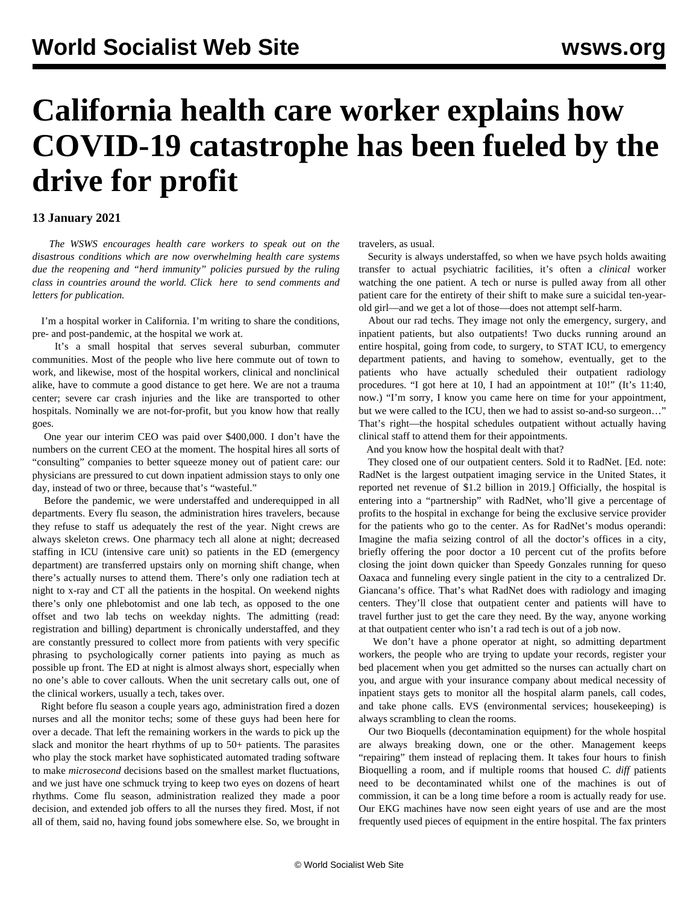# California health care worker explains how COVID-19 catastrophe has been fueled by the drive for profit

**13 January 2021**

*The WSWS encourages health care workers to speak out on the disastrous conditions which are now overwhelming health care systems due the reopening and "herd immunity" policies pursued by the ruling class in countries around the world. Click here to send comments and letters for publication.*

I'm a hospital worker in California. I'm writing to share the conditions, pre- and post-pandemic, at the hospital we work at.

It's a small hospital that serves several suburban, commuter communities. Most of the people who live here commute out of town to work, and likewise, most of the hospital workers, clinical and nonclinical alike, have to commute a good distance to get here. We are not a trauma center; severe car crash injuries and the like are transported to other hospitals. Nominally we are not-for-profit, but you know how that really goes.

One year our interim CEO was paid over $400,000. I don't have the numbers on the current CEO at the moment. The hospital hires all sorts of "consulting" companies to better squeeze money out of patient care: our physicians are pressured to cut down inpatient admission stays to only one day, instead of two or three, because that's "wasteful."

Before the pandemic, we were understaffed and underequipped in all departments. Every flu season, the administration hires travelers, because they refuse to staff us adequately the rest of the year. Night crews are always skeleton crews. One pharmacy tech all alone at night; decreased staffing in ICU (intensive care unit) so patients in the ED (emergency department) are transferred upstairs only on morning shift change, when there's actually nurses to attend them. There's only one radiation tech at night to x-ray and CT all the patients in the hospital. On weekend nights there's only one phlebotomist and one lab tech, as opposed to the one offset and two lab techs on weekday nights. The admitting (read: registration and billing) department is chronically understaffed, and they are constantly pressured to collect more from patients with very specific phrasing to psychologically corner patients into paying as much as possible up front. The ED at night is almost always short, especially when no one's able to cover callouts. When the unit secretary calls out, one of the clinical workers, usually a tech, takes over.

Right before flu season a couple years ago, administration fired a dozen nurses and all the monitor techs; some of these guys had been here for over a decade. That left the remaining workers in the wards to pick up the slack and monitor the heart rhythms of up to 50+ patients. The parasites who play the stock market have sophisticated automated trading software to make *microsecond* decisions based on the smallest market fluctuations, and we just have one schmuck trying to keep two eyes on dozens of heart rhythms. Come flu season, administration realized they made a poor decision, and extended job offers to all the nurses they fired. Most, if not all of them, said no, having found jobs somewhere else. So, we brought in travelers, as usual.

Security is always understaffed, so when we have psych holds awaiting transfer to actual psychiatric facilities, it's often a *clinical* worker watching the one patient. A tech or nurse is pulled away from all other patient care for the entirety of their shift to make sure a suicidal ten-year-old girl—and we get a lot of those—does not attempt self-harm.

About our rad techs. They image not only the emergency, surgery, and inpatient patients, but also outpatients! Two ducks running around an entire hospital, going from code, to surgery, to STAT ICU, to emergency department patients, and having to somehow, eventually, get to the patients who have actually scheduled their outpatient radiology procedures. "I got here at 10, I had an appointment at 10!" (It's 11:40, now.) "I'm sorry, I know you came here on time for your appointment, but we were called to the ICU, then we had to assist so-and-so surgeon…" That's right—the hospital schedules outpatient without actually having clinical staff to attend them for their appointments.

And you know how the hospital dealt with that?

They closed one of our outpatient centers. Sold it to RadNet. [Ed. note: RadNet is the largest outpatient imaging service in the United States, it reported net revenue of $1.2 billion in 2019.] Officially, the hospital is entering into a "partnership" with RadNet, who'll give a percentage of profits to the hospital in exchange for being the exclusive service provider for the patients who go to the center. As for RadNet's modus operandi: Imagine the mafia seizing control of all the doctor's offices in a city, briefly offering the poor doctor a 10 percent cut of the profits before closing the joint down quicker than Speedy Gonzales running for queso Oaxaca and funneling every single patient in the city to a centralized Dr. Giancana's office. That's what RadNet does with radiology and imaging centers. They'll close that outpatient center and patients will have to travel further just to get the care they need. By the way, anyone working at that outpatient center who isn't a rad tech is out of a job now.

We don't have a phone operator at night, so admitting department workers, the people who are trying to update your records, register your bed placement when you get admitted so the nurses can actually chart on you, and argue with your insurance company about medical necessity of inpatient stays gets to monitor all the hospital alarm panels, call codes, and take phone calls. EVS (environmental services; housekeeping) is always scrambling to clean the rooms.

Our two Bioquells (decontamination equipment) for the whole hospital are always breaking down, one or the other. Management keeps "repairing" them instead of replacing them. It takes four hours to finish Bioquelling a room, and if multiple rooms that housed *C. diff* patients need to be decontaminated whilst one of the machines is out of commission, it can be a long time before a room is actually ready for use. Our EKG machines have now seen eight years of use and are the most frequently used pieces of equipment in the entire hospital. The fax printers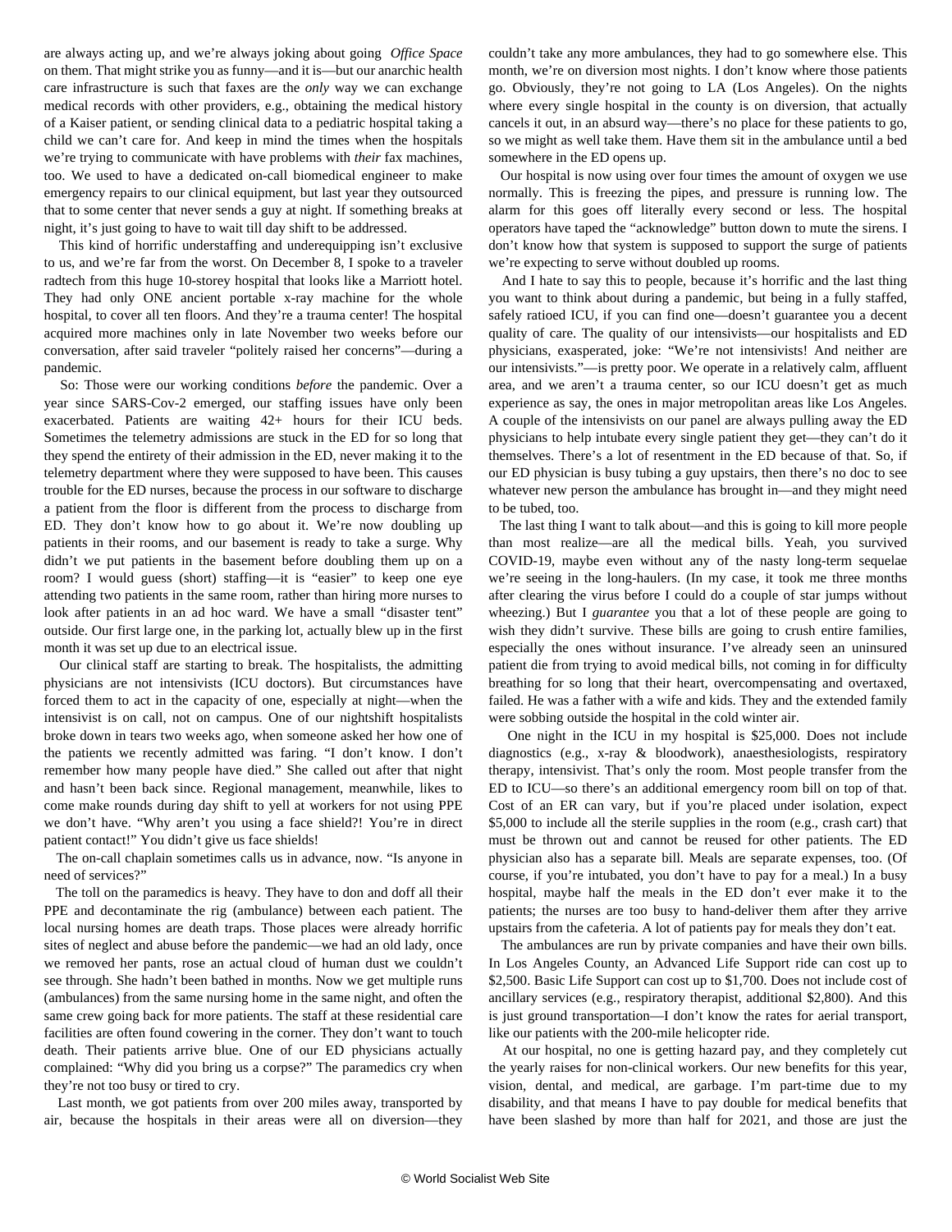are always acting up, and we're always joking about going *Office Space* on them. That might strike you as funny—and it is—but our anarchic health care infrastructure is such that faxes are the *only* way we can exchange medical records with other providers, e.g., obtaining the medical history of a Kaiser patient, or sending clinical data to a pediatric hospital taking a child we can't care for. And keep in mind the times when the hospitals we're trying to communicate with have problems with *their* fax machines, too. We used to have a dedicated on-call biomedical engineer to make emergency repairs to our clinical equipment, but last year they outsourced that to some center that never sends a guy at night. If something breaks at night, it's just going to have to wait till day shift to be addressed.

This kind of horrific understaffing and underequipping isn't exclusive to us, and we're far from the worst. On December 8, I spoke to a traveler radtech from this huge 10-storey hospital that looks like a Marriott hotel. They had only ONE ancient portable x-ray machine for the whole hospital, to cover all ten floors. And they're a trauma center! The hospital acquired more machines only in late November two weeks before our conversation, after said traveler "politely raised her concerns"—during a pandemic.

So: Those were our working conditions *before* the pandemic. Over a year since SARS-Cov-2 emerged, our staffing issues have only been exacerbated. Patients are waiting 42+ hours for their ICU beds. Sometimes the telemetry admissions are stuck in the ED for so long that they spend the entirety of their admission in the ED, never making it to the telemetry department where they were supposed to have been. This causes trouble for the ED nurses, because the process in our software to discharge a patient from the floor is different from the process to discharge from ED. They don't know how to go about it. We're now doubling up patients in their rooms, and our basement is ready to take a surge. Why didn't we put patients in the basement before doubling them up on a room? I would guess (short) staffing—it is "easier" to keep one eye attending two patients in the same room, rather than hiring more nurses to look after patients in an ad hoc ward. We have a small "disaster tent" outside. Our first large one, in the parking lot, actually blew up in the first month it was set up due to an electrical issue.

Our clinical staff are starting to break. The hospitalists, the admitting physicians are not intensivists (ICU doctors). But circumstances have forced them to act in the capacity of one, especially at night—when the intensivist is on call, not on campus. One of our nightshift hospitalists broke down in tears two weeks ago, when someone asked her how one of the patients we recently admitted was faring. "I don't know. I don't remember how many people have died." She called out after that night and hasn't been back since. Regional management, meanwhile, likes to come make rounds during day shift to yell at workers for not using PPE we don't have. "Why aren't you using a face shield?! You're in direct patient contact!" You didn't give us face shields!

The on-call chaplain sometimes calls us in advance, now. "Is anyone in need of services?"

The toll on the paramedics is heavy. They have to don and doff all their PPE and decontaminate the rig (ambulance) between each patient. The local nursing homes are death traps. Those places were already horrific sites of neglect and abuse before the pandemic—we had an old lady, once we removed her pants, rose an actual cloud of human dust we couldn't see through. She hadn't been bathed in months. Now we get multiple runs (ambulances) from the same nursing home in the same night, and often the same crew going back for more patients. The staff at these residential care facilities are often found cowering in the corner. They don't want to touch death. Their patients arrive blue. One of our ED physicians actually complained: "Why did you bring us a corpse?" The paramedics cry when they're not too busy or tired to cry.

Last month, we got patients from over 200 miles away, transported by air, because the hospitals in their areas were all on diversion—they couldn't take any more ambulances, they had to go somewhere else. This month, we're on diversion most nights. I don't know where those patients go. Obviously, they're not going to LA (Los Angeles). On the nights where every single hospital in the county is on diversion, that actually cancels it out, in an absurd way—there's no place for these patients to go, so we might as well take them. Have them sit in the ambulance until a bed somewhere in the ED opens up.

Our hospital is now using over four times the amount of oxygen we use normally. This is freezing the pipes, and pressure is running low. The alarm for this goes off literally every second or less. The hospital operators have taped the "acknowledge" button down to mute the sirens. I don't know how that system is supposed to support the surge of patients we're expecting to serve without doubled up rooms.

And I hate to say this to people, because it's horrific and the last thing you want to think about during a pandemic, but being in a fully staffed, safely ratioed ICU, if you can find one—doesn't guarantee you a decent quality of care. The quality of our intensivists—our hospitalists and ED physicians, exasperated, joke: "We're not intensivists! And neither are our intensivists."—is pretty poor. We operate in a relatively calm, affluent area, and we aren't a trauma center, so our ICU doesn't get as much experience as say, the ones in major metropolitan areas like Los Angeles. A couple of the intensivists on our panel are always pulling away the ED physicians to help intubate every single patient they get—they can't do it themselves. There's a lot of resentment in the ED because of that. So, if our ED physician is busy tubing a guy upstairs, then there's no doc to see whatever new person the ambulance has brought in—and they might need to be tubed, too.

The last thing I want to talk about—and this is going to kill more people than most realize—are all the medical bills. Yeah, you survived COVID-19, maybe even without any of the nasty long-term sequelae we're seeing in the long-haulers. (In my case, it took me three months after clearing the virus before I could do a couple of star jumps without wheezing.) But I *guarantee* you that a lot of these people are going to wish they didn't survive. These bills are going to crush entire families, especially the ones without insurance. I've already seen an uninsured patient die from trying to avoid medical bills, not coming in for difficulty breathing for so long that their heart, overcompensating and overtaxed, failed. He was a father with a wife and kids. They and the extended family were sobbing outside the hospital in the cold winter air.

One night in the ICU in my hospital is $25,000. Does not include diagnostics (e.g., x-ray & bloodwork), anaesthesiologists, respiratory therapy, intensivist. That's only the room. Most people transfer from the ED to ICU—so there's an additional emergency room bill on top of that. Cost of an ER can vary, but if you're placed under isolation, expect $5,000 to include all the sterile supplies in the room (e.g., crash cart) that must be thrown out and cannot be reused for other patients. The ED physician also has a separate bill. Meals are separate expenses, too. (Of course, if you're intubated, you don't have to pay for a meal.) In a busy hospital, maybe half the meals in the ED don't ever make it to the patients; the nurses are too busy to hand-deliver them after they arrive upstairs from the cafeteria. A lot of patients pay for meals they don't eat.

The ambulances are run by private companies and have their own bills. In Los Angeles County, an Advanced Life Support ride can cost up to $2,500. Basic Life Support can cost up to $1,700. Does not include cost of ancillary services (e.g., respiratory therapist, additional $2,800). And this is just ground transportation—I don't know the rates for aerial transport, like our patients with the 200-mile helicopter ride.

At our hospital, no one is getting hazard pay, and they completely cut the yearly raises for non-clinical workers. Our new benefits for this year, vision, dental, and medical, are garbage. I'm part-time due to my disability, and that means I have to pay double for medical benefits that have been slashed by more than half for 2021, and those are just the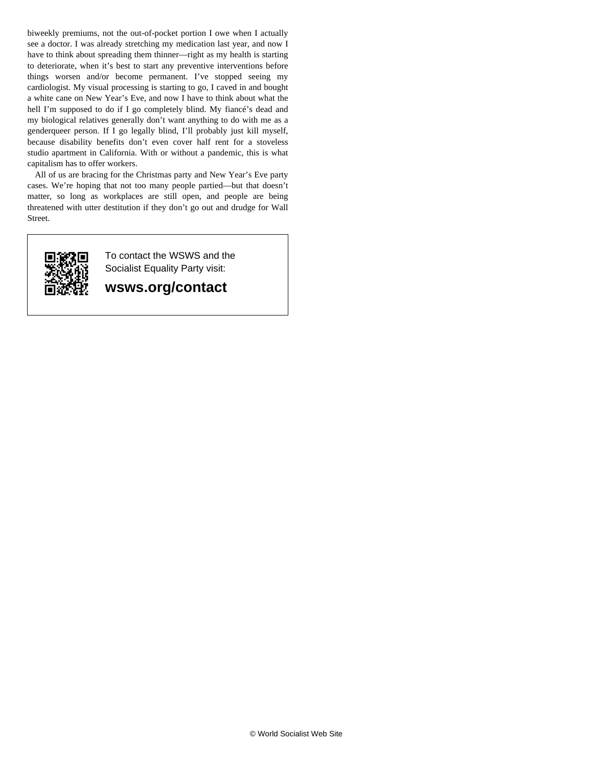biweekly premiums, not the out-of-pocket portion I owe when I actually see a doctor. I was already stretching my medication last year, and now I have to think about spreading them thinner—right as my health is starting to deteriorate, when it's best to start any preventive interventions before things worsen and/or become permanent. I've stopped seeing my cardiologist. My visual processing is starting to go, I caved in and bought a white cane on New Year's Eve, and now I have to think about what the hell I'm supposed to do if I go completely blind. My fiancé's dead and my biological relatives generally don't want anything to do with me as a genderqueer person. If I go legally blind, I'll probably just kill myself, because disability benefits don't even cover half rent for a stoveless studio apartment in California. With or without a pandemic, this is what capitalism has to offer workers.

All of us are bracing for the Christmas party and New Year's Eve party cases. We're hoping that not too many people partied—but that doesn't matter, so long as workplaces are still open, and people are being threatened with utter destitution if they don't go out and drudge for Wall Street.

To contact the WSWS and the Socialist Equality Party visit:

**wsws.org/contact**